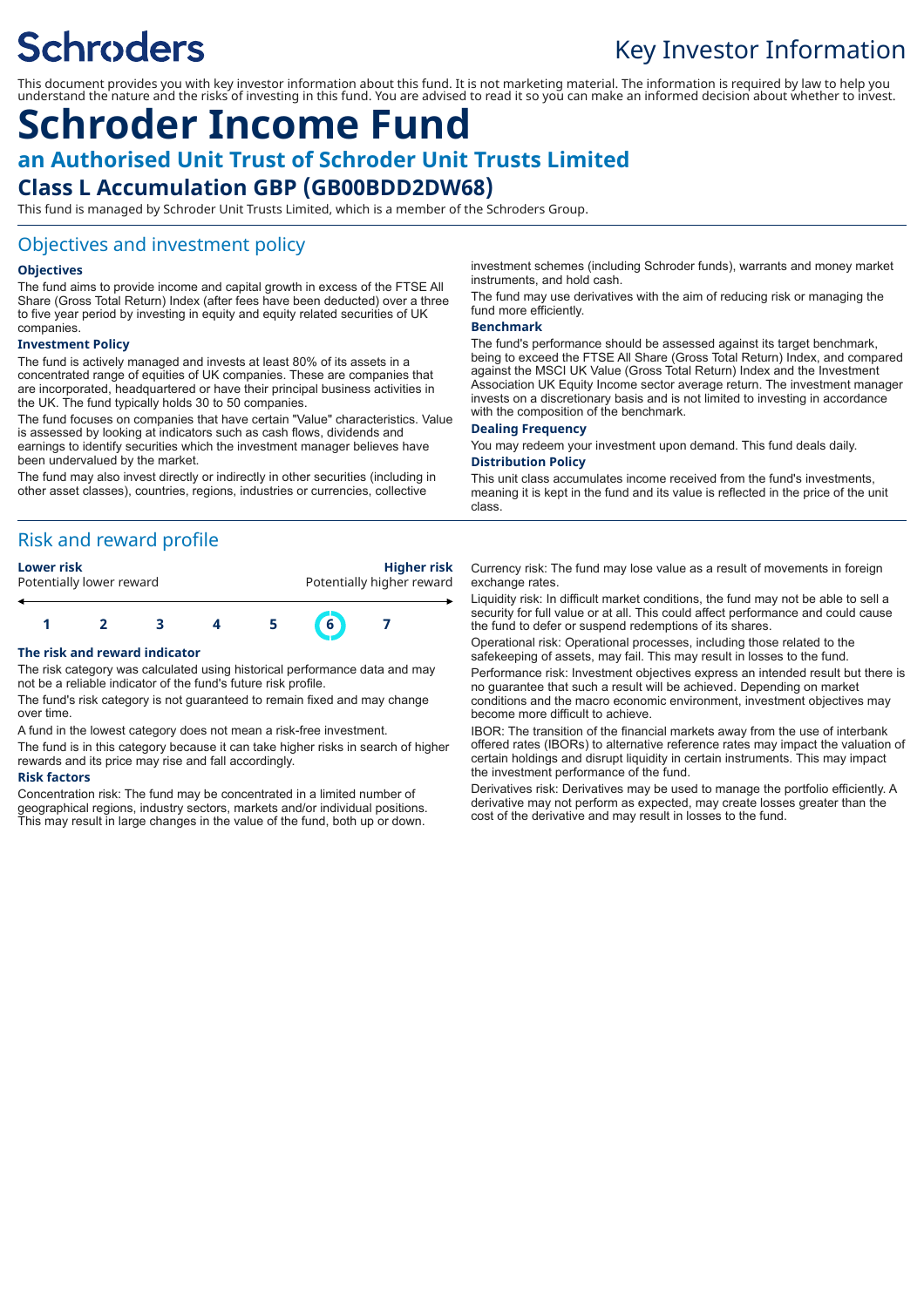Schroders

Key Investor Information

This document provides you with key investor information about this fund. It is not marketing material. The information is required by law to help you understand the nature and the risks of investing in this fund. You are advised to read it so you can make an informed decision about whether to invest.

# Schroder Income Fund

## an Authorised Unit Trust of Schroder Unit Trusts Limited

## Class L Accumulation GBP (GB00BDD2DW68)

This fund is managed by Schroder Unit Trusts Limited, which is a member of the Schroders Group.

## Objectives and investment policy

### Objectives

The fund aims to provide income and capital growth in excess of the FTSE All Share (Gross Total Return) Index (after fees have been deducted) over a three to five year period by investing in equity and equity related securities of UK companies.

### Investment Policy

The fund is actively managed and invests at least 80% of its assets in a concentrated range of equities of UK companies. These are companies that are incorporated, headquartered or have their principal business activities in the UK. The fund typically holds 30 to 50 companies.

The fund focuses on companies that have certain "Value" characteristics. Value is assessed by looking at indicators such as cash flows, dividends and earnings to identify securities which the investment manager believes have been undervalued by the market.

The fund may also invest directly or indirectly in other securities (including in other asset classes), countries, regions, industries or currencies, collective investment schemes (including Schroder funds), warrants and money market instruments, and hold cash.

The fund may use derivatives with the aim of reducing risk or managing the fund more efficiently.

### Benchmark

The fund's performance should be assessed against its target benchmark, being to exceed the FTSE All Share (Gross Total Return) Index, and compared against the MSCI UK Value (Gross Total Return) Index and the Investment Association UK Equity Income sector average return. The investment manager invests on a discretionary basis and is not limited to investing in accordance with the composition of the benchmark.

### Dealing Frequency

You may redeem your investment upon demand. This fund deals daily.

### Distribution Policy

This unit class accumulates income received from the fund's investments, meaning it is kept in the fund and its value is reflected in the price of the unit class.

## Risk and reward profile

| **Lower risk** | | | | | | **Higher risk** |
|---|---|---|---|---|---|---|
| Potentially lower reward | | | | | | Potentially higher reward |
| 1 | 2 | 3 | 4 | 5 | **6** | 7 |

### The risk and reward indicator

The risk category was calculated using historical performance data and may not be a reliable indicator of the fund's future risk profile.

The fund's risk category is not guaranteed to remain fixed and may change over time.

A fund in the lowest category does not mean a risk-free investment.

The fund is in this category because it can take higher risks in search of higher rewards and its price may rise and fall accordingly.

### Risk factors

Concentration risk: The fund may be concentrated in a limited number of geographical regions, industry sectors, markets and/or individual positions. This may result in large changes in the value of the fund, both up or down.

Currency risk: The fund may lose value as a result of movements in foreign exchange rates.

Liquidity risk: In difficult market conditions, the fund may not be able to sell a security for full value or at all. This could affect performance and could cause the fund to defer or suspend redemptions of its shares.

Operational risk: Operational processes, including those related to the safekeeping of assets, may fail. This may result in losses to the fund.

Performance risk: Investment objectives express an intended result but there is no guarantee that such a result will be achieved. Depending on market conditions and the macro economic environment, investment objectives may become more difficult to achieve.

IBOR: The transition of the financial markets away from the use of interbank offered rates (IBORs) to alternative reference rates may impact the valuation of certain holdings and disrupt liquidity in certain instruments. This may impact the investment performance of the fund.

Derivatives risk: Derivatives may be used to manage the portfolio efficiently. A derivative may not perform as expected, may create losses greater than the cost of the derivative and may result in losses to the fund.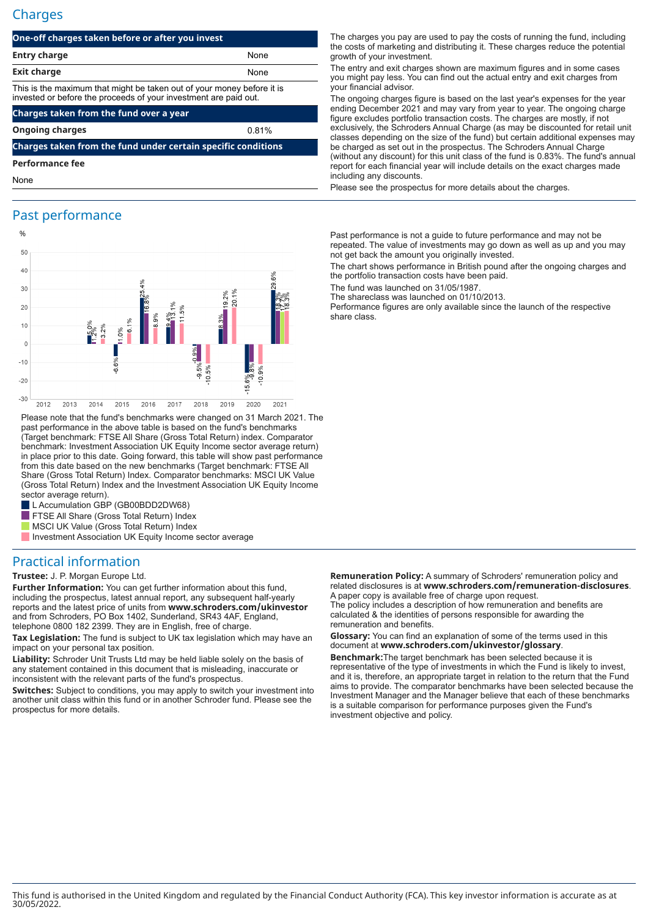## Charges

| One-off charges taken before or after you invest | |
|---|---|
| **Entry charge** | None |
| **Exit charge** | None |
| This is the maximum that might be taken out of your money before it is invested or before the proceeds of your investment are paid out. | |
| **Charges taken from the fund over a year** | |
| **Ongoing charges** | 0.81% |
| **Charges taken from the fund under certain specific conditions** | |
| **Performance fee** | |
| None | |

The charges you pay are used to pay the costs of running the fund, including the costs of marketing and distributing it. These charges reduce the potential growth of your investment.

The entry and exit charges shown are maximum figures and in some cases you might pay less. You can find out the actual entry and exit charges from your financial advisor.

The ongoing charges figure is based on the last year's expenses for the year ending December 2021 and may vary from year to year. The ongoing charge figure excludes portfolio transaction costs. The charges are mostly, if not exclusively, the Schroders Annual Charge (as may be discounted for retail unit classes depending on the size of the fund) but certain additional expenses may be charged as set out in the prospectus. The Schroders Annual Charge (without any discount) for this unit class of the fund is 0.83%. The fund's annual report for each financial year will include details on the exact charges made including any discounts.

Please see the prospectus for more details about the charges.

## Past performance

%
50
40
30
20
10
0
-10
-20
-30
2012 2013 2014 2015 2016 2017 2018 2019 2020 2021

5.0% 1.2% 3.2%
-6.6% 1.0% 6.1%
25.4% 16.8% 8.9%
9.4% 13.1% 11.5%
-0.9% -9.5% -10.5%
8.3% 19.2% 20.1%
-15.6% -9.8% -10.9%
29.6% 18.3% 17.% 18.3%

Please note that the fund's benchmarks were changed on 31 March 2021. The past performance in the above table is based on the fund's benchmarks (Target benchmark: FTSE All Share (Gross Total Return) index. Comparator benchmark: Investment Association UK Equity Income sector average return) in place prior to this date. Going forward, this table will show past performance from this date based on the new benchmarks (Target benchmark: FTSE All Share (Gross Total Return) Index. Comparator benchmarks: MSCI UK Value (Gross Total Return) Index and the Investment Association UK Equity Income sector average return).

- L Accumulation GBP (GB00BDD2DW68)
- FTSE All Share (Gross Total Return) Index
- MSCI UK Value (Gross Total Return) Index
- Investment Association UK Equity Income sector average

Past performance is not a guide to future performance and may not be repeated. The value of investments may go down as well as up and you may not get back the amount you originally invested.

The chart shows performance in British pound after the ongoing charges and the portfolio transaction costs have been paid.

The fund was launched on 31/05/1987.
The shareclass was launched on 01/10/2013.
Performance figures are only available since the launch of the respective share class.

## Practical information

**Trustee:** J. P. Morgan Europe Ltd.

**Further Information:** You can get further information about this fund, including the prospectus, latest annual report, any subsequent half-yearly reports and the latest price of units from **www.schroders.com/ukinvestor** and from Schroders, PO Box 1402, Sunderland, SR43 4AF, England, telephone 0800 182 2399. They are in English, free of charge.

**Tax Legislation:** The fund is subject to UK tax legislation which may have an impact on your personal tax position.

**Liability:** Schroder Unit Trusts Ltd may be held liable solely on the basis of any statement contained in this document that is misleading, inaccurate or inconsistent with the relevant parts of the fund's prospectus.

**Switches:** Subject to conditions, you may apply to switch your investment into another unit class within this fund or in another Schroder fund. Please see the prospectus for more details.

**Remuneration Policy:** A summary of Schroders' remuneration policy and related disclosures is at **www.schroders.com/remuneration-disclosures**. A paper copy is available free of charge upon request.
The policy includes a description of how remuneration and benefits are calculated & the identities of persons responsible for awarding the remuneration and benefits.

**Glossary:** You can find an explanation of some of the terms used in this document at **www.schroders.com/ukinvestor/glossary**.

**Benchmark:** The target benchmark has been selected because it is representative of the type of investments in which the Fund is likely to invest, and it is, therefore, an appropriate target in relation to the return that the Fund aims to provide. The comparator benchmarks have been selected because the Investment Manager and the Manager believe that each of these benchmarks is a suitable comparison for performance purposes given the Fund's investment objective and policy.

This fund is authorised in the United Kingdom and regulated by the Financial Conduct Authority (FCA). This key investor information is accurate as at 30/05/2022.